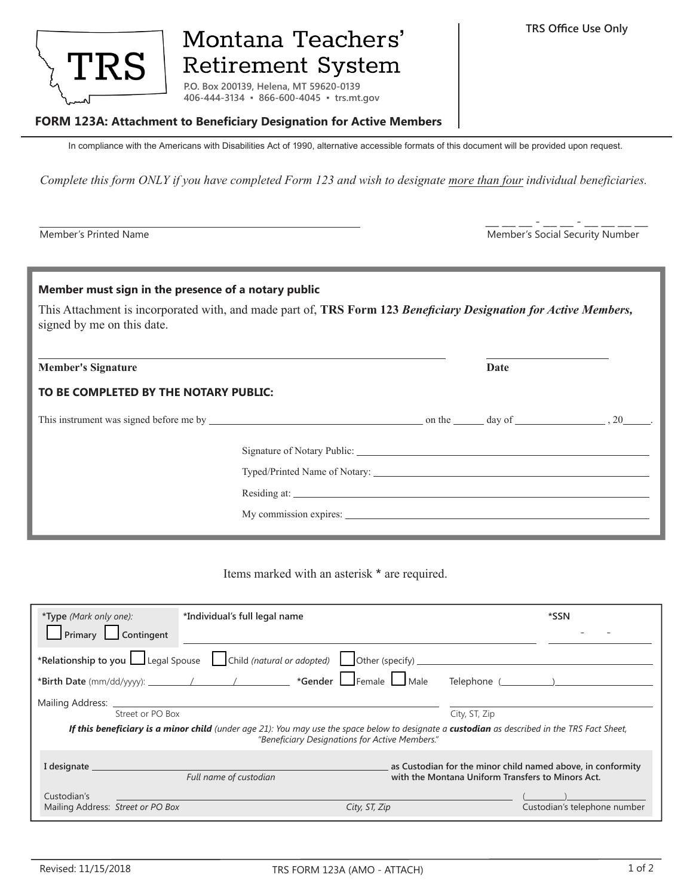# Montana Teachers' Retirement System

TRS

P.O. Box 200139, Helena, MT 59620-0139
406-444-3134 ▪ 866-600-4045 ▪ trs.mt.gov

TRS Office Use Only

**FORM 123A: Attachment to Beneficiary Designation for Active Members**

In compliance with the Americans with Disabilities Act of 1990, alternative accessible formats of this document will be provided upon request.

*Complete this form ONLY if you have completed Form 123 and wish to designate more than four individual beneficiaries.*

______________________________ Member's Printed Name

___ ___ ___ - ___ ___ - ___ ___ ___ ___ Member's Social Security Number

**Member must sign in the presence of a notary public**

This Attachment is incorporated with, and made part of, **TRS Form 123** ***Beneficiary Designation for Active Members,*** signed by me on this date.

______________________________ **Member's Signature** ______________ **Date**

**TO BE COMPLETED BY THE NOTARY PUBLIC:**

This instrument was signed before me by ______________________ on the ______ day of ______________ , 20_____.

Signature of Notary Public: ______________________

Typed/Printed Name of Notary: ______________________

Residing at: ______________________

My commission expires: ______________________

Items marked with an asterisk * are required.

**\*Type** *(Mark only one):* ☐ Primary ☐ Contingent

**\*Individual's full legal name** ______________________ **\*SSN** ___ - ___ - ___

**\*Relationship to you** ☐ Legal Spouse ☐ Child *(natural or adopted)* ☐ Other (specify) ______________________

**\*Birth Date** (mm/dd/yyyy): ______ / ______ / ______ **\*Gender** ☐ Female ☐ Male Telephone (________) ______________

Mailing Address: ______________________ Street or PO Box ______________________ City, ST, Zip

***If this beneficiary is a minor child*** *(under age 21): You may use the space below to designate a* ***custodian*** *as described in the TRS Fact Sheet, "Beneficiary Designations for Active Members."*

**I designate** ______________________ *Full name of custodian* **as Custodian for the minor child named above, in conformity with the Montana Uniform Transfers to Minors Act.**

Custodian's Mailing Address: *Street or PO Box* ______________________ *City, ST, Zip* ______________________ (________) ______________ Custodian's telephone number

Revised: 11/15/2018

TRS FORM 123A (AMO - ATTACH)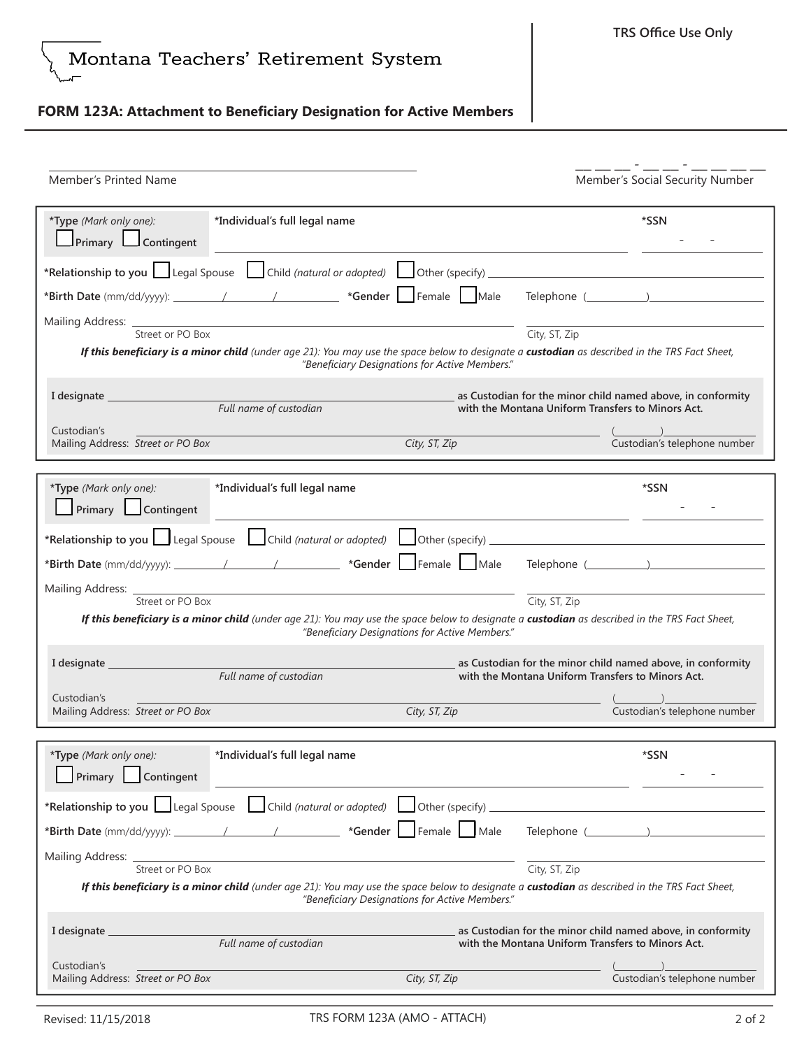Montana Teachers' Retirement System

TRS Office Use Only

## FORM 123A: Attachment to Beneficiary Designation for Active Members

\_\_\_\_\_\_\_\_\_\_\_\_\_\_\_\_\_\_\_\_\_\_\_\_\_\_\_\_\_\_\_\_\_\_\_\_\_\_\_\_
Member's Printed Name

\_\_\_ \_\_\_ \_\_\_ - \_\_\_ \_\_\_ - \_\_\_ \_\_\_ \_\_\_ \_\_\_
Member's Social Security Number

---

**\*Type** *(Mark only one):* ☐ **Primary** ☐ **Contingent**

**\*Individual's full legal name** \_\_\_\_\_\_\_\_\_\_\_\_\_\_\_\_\_\_\_\_\_\_\_\_\_\_\_\_\_\_

**\*SSN** \_\_\_ - \_\_ - \_\_\_\_

**\*Relationship to you** ☐ Legal Spouse ☐ Child *(natural or adopted)* ☐ Other (specify) \_\_\_\_\_\_\_\_\_\_\_\_\_\_\_\_

**\*Birth Date** (mm/dd/yyyy): \_\_\_\_\_ / \_\_\_\_\_ / \_\_\_\_\_ **\*Gender** ☐ Female ☐ Male Telephone (\_\_\_\_\_) \_\_\_\_\_\_\_\_\_\_

Mailing Address: \_\_\_\_\_\_\_\_\_\_\_\_\_\_\_\_\_\_\_\_\_\_\_\_\_\_\_\_ \_\_\_\_\_\_\_\_\_\_\_\_\_\_\_\_\_\_\_\_
Street or PO Box City, ST, Zip

***If this beneficiary is a minor child*** *(under age 21): You may use the space below to designate a* ***custodian*** *as described in the TRS Fact Sheet, "Beneficiary Designations for Active Members."*

**I designate** \_\_\_\_\_\_\_\_\_\_\_\_\_\_\_\_\_\_\_\_\_\_\_\_\_\_\_\_ **as Custodian for the minor child named above, in conformity with the Montana Uniform Transfers to Minors Act.**
*Full name of custodian*

Custodian's Mailing Address: *Street or PO Box* \_\_\_\_\_\_\_\_\_\_\_\_\_\_\_\_\_\_\_\_ *City, ST, Zip* \_\_\_\_\_\_\_\_\_\_\_\_ (\_\_\_\_\_) \_\_\_\_\_\_\_\_\_\_
Custodian's telephone number

---

**\*Type** *(Mark only one):* ☐ **Primary** ☐ **Contingent**

**\*Individual's full legal name** \_\_\_\_\_\_\_\_\_\_\_\_\_\_\_\_\_\_\_\_\_\_\_\_\_\_\_\_\_\_

**\*SSN** \_\_\_ - \_\_ - \_\_\_\_

**\*Relationship to you** ☐ Legal Spouse ☐ Child *(natural or adopted)* ☐ Other (specify) \_\_\_\_\_\_\_\_\_\_\_\_\_\_\_\_

**\*Birth Date** (mm/dd/yyyy): \_\_\_\_\_ / \_\_\_\_\_ / \_\_\_\_\_ **\*Gender** ☐ Female ☐ Male Telephone (\_\_\_\_\_) \_\_\_\_\_\_\_\_\_\_

Mailing Address: \_\_\_\_\_\_\_\_\_\_\_\_\_\_\_\_\_\_\_\_\_\_\_\_\_\_\_\_ \_\_\_\_\_\_\_\_\_\_\_\_\_\_\_\_\_\_\_\_
Street or PO Box City, ST, Zip

***If this beneficiary is a minor child*** *(under age 21): You may use the space below to designate a* ***custodian*** *as described in the TRS Fact Sheet, "Beneficiary Designations for Active Members."*

**I designate** \_\_\_\_\_\_\_\_\_\_\_\_\_\_\_\_\_\_\_\_\_\_\_\_\_\_\_\_ **as Custodian for the minor child named above, in conformity with the Montana Uniform Transfers to Minors Act.**
*Full name of custodian*

Custodian's Mailing Address: *Street or PO Box* \_\_\_\_\_\_\_\_\_\_\_\_\_\_\_\_\_\_\_\_ *City, ST, Zip* \_\_\_\_\_\_\_\_\_\_\_\_ (\_\_\_\_\_) \_\_\_\_\_\_\_\_\_\_
Custodian's telephone number

---

**\*Type** *(Mark only one):* ☐ **Primary** ☐ **Contingent**

**\*Individual's full legal name** \_\_\_\_\_\_\_\_\_\_\_\_\_\_\_\_\_\_\_\_\_\_\_\_\_\_\_\_\_\_

**\*SSN** \_\_\_ - \_\_ - \_\_\_\_

**\*Relationship to you** ☐ Legal Spouse ☐ Child *(natural or adopted)* ☐ Other (specify) \_\_\_\_\_\_\_\_\_\_\_\_\_\_\_\_

**\*Birth Date** (mm/dd/yyyy): \_\_\_\_\_ / \_\_\_\_\_ / \_\_\_\_\_ **\*Gender** ☐ Female ☐ Male Telephone (\_\_\_\_\_) \_\_\_\_\_\_\_\_\_\_

Mailing Address: \_\_\_\_\_\_\_\_\_\_\_\_\_\_\_\_\_\_\_\_\_\_\_\_\_\_\_\_ \_\_\_\_\_\_\_\_\_\_\_\_\_\_\_\_\_\_\_\_
Street or PO Box City, ST, Zip

***If this beneficiary is a minor child*** *(under age 21): You may use the space below to designate a* ***custodian*** *as described in the TRS Fact Sheet, "Beneficiary Designations for Active Members."*

**I designate** \_\_\_\_\_\_\_\_\_\_\_\_\_\_\_\_\_\_\_\_\_\_\_\_\_\_\_\_ **as Custodian for the minor child named above, in conformity with the Montana Uniform Transfers to Minors Act.**
*Full name of custodian*

Custodian's Mailing Address: *Street or PO Box* \_\_\_\_\_\_\_\_\_\_\_\_\_\_\_\_\_\_\_\_ *City, ST, Zip* \_\_\_\_\_\_\_\_\_\_\_\_ (\_\_\_\_\_) \_\_\_\_\_\_\_\_\_\_
Custodian's telephone number

---

Revised: 11/15/2018 TRS FORM 123A (AMO - ATTACH)